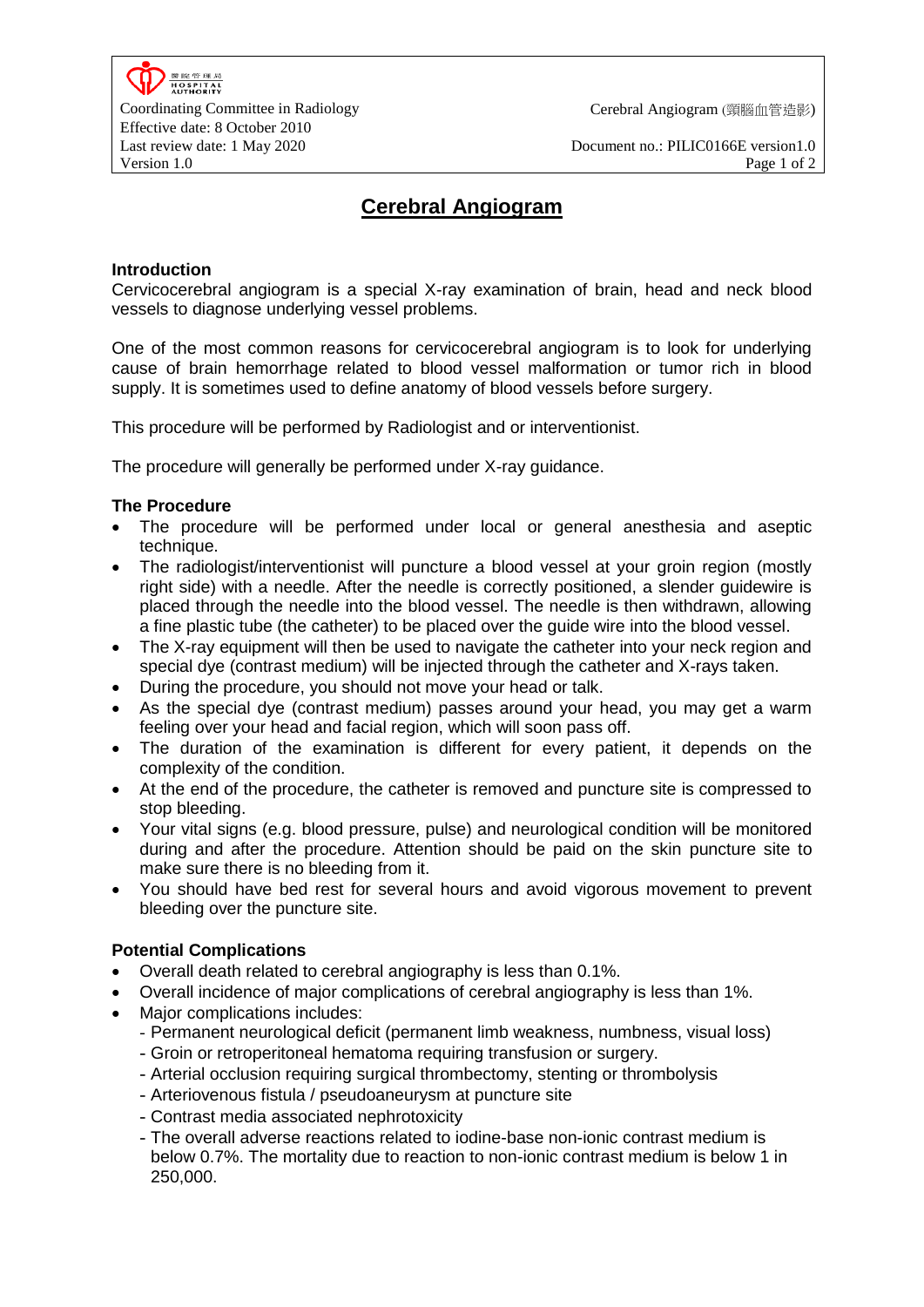# Cerebral Angiogram

## Introduction

Cervicocerebral angiogram is a special X-ray examination of brain, head and neck blood vessels to diagnose underlying vessel problems.

One of the most common reasons for cervicocerebral angiogram is to look for underlying cause of brain hemorrhage related to blood vessel malformation or tumor rich in blood supply. It is sometimes used to define anatomy of blood vessels before surgery.

This procedure will be performed by Radiologist and or interventionist.

The procedure will generally be performed under X-ray guidance.

## The Procedure

- The procedure will be performed under local or general anesthesia and aseptic technique.
- The radiologist/interventionist will puncture a blood vessel at your groin region (mostly right side) with a needle. After the needle is correctly positioned, a slender guidewire is placed through the needle into the blood vessel. The needle is then withdrawn, allowing a fine plastic tube (the catheter) to be placed over the guide wire into the blood vessel.
- The X-ray equipment will then be used to navigate the catheter into your neck region and special dye (contrast medium) will be injected through the catheter and X-rays taken.
- During the procedure, you should not move your head or talk.
- As the special dye (contrast medium) passes around your head, you may get a warm feeling over your head and facial region, which will soon pass off.
- The duration of the examination is different for every patient, it depends on the complexity of the condition.
- At the end of the procedure, the catheter is removed and puncture site is compressed to stop bleeding.
- Your vital signs (e.g. blood pressure, pulse) and neurological condition will be monitored during and after the procedure. Attention should be paid on the skin puncture site to make sure there is no bleeding from it.
- You should have bed rest for several hours and avoid vigorous movement to prevent bleeding over the puncture site.

## Potential Complications

- Overall death related to cerebral angiography is less than 0.1%.
- Overall incidence of major complications of cerebral angiography is less than 1%.
- Major complications includes:
  - Permanent neurological deficit (permanent limb weakness, numbness, visual loss)
  - Groin or retroperitoneal hematoma requiring transfusion or surgery.
  - Arterial occlusion requiring surgical thrombectomy, stenting or thrombolysis
  - Arteriovenous fistula / pseudoaneurysm at puncture site
  - Contrast media associated nephrotoxicity
  - The overall adverse reactions related to iodine-base non-ionic contrast medium is below 0.7%. The mortality due to reaction to non-ionic contrast medium is below 1 in 250,000.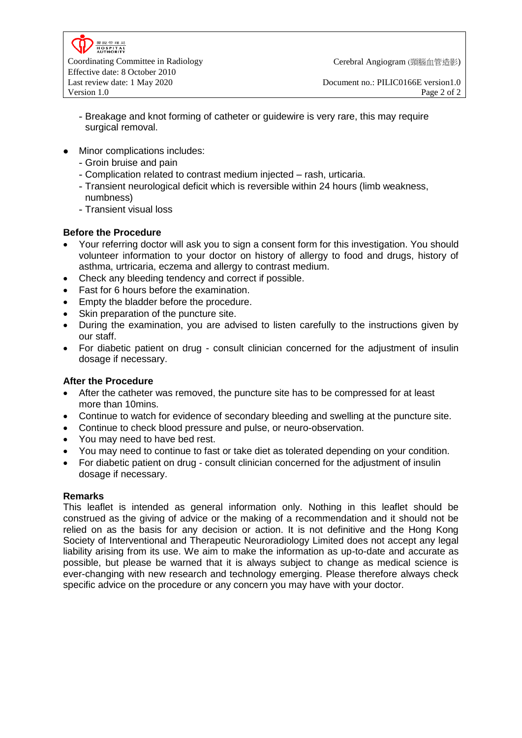- Breakage and knot forming of catheter or guidewire is very rare, this may require surgical removal.

- Minor complications includes:
  - Groin bruise and pain
  - Complication related to contrast medium injected – rash, urticaria.
  - Transient neurological deficit which is reversible within 24 hours (limb weakness, numbness)
  - Transient visual loss

**Before the Procedure**

- Your referring doctor will ask you to sign a consent form for this investigation. You should volunteer information to your doctor on history of allergy to food and drugs, history of asthma, urtricaria, eczema and allergy to contrast medium.
- Check any bleeding tendency and correct if possible.
- Fast for 6 hours before the examination.
- Empty the bladder before the procedure.
- Skin preparation of the puncture site.
- During the examination, you are advised to listen carefully to the instructions given by our staff.
- For diabetic patient on drug - consult clinician concerned for the adjustment of insulin dosage if necessary.

**After the Procedure**

- After the catheter was removed, the puncture site has to be compressed for at least more than 10mins.
- Continue to watch for evidence of secondary bleeding and swelling at the puncture site.
- Continue to check blood pressure and pulse, or neuro-observation.
- You may need to have bed rest.
- You may need to continue to fast or take diet as tolerated depending on your condition.
- For diabetic patient on drug - consult clinician concerned for the adjustment of insulin dosage if necessary.

**Remarks**

This leaflet is intended as general information only. Nothing in this leaflet should be construed as the giving of advice or the making of a recommendation and it should not be relied on as the basis for any decision or action. It is not definitive and the Hong Kong Society of Interventional and Therapeutic Neuroradiology Limited does not accept any legal liability arising from its use. We aim to make the information as up-to-date and accurate as possible, but please be warned that it is always subject to change as medical science is ever-changing with new research and technology emerging. Please therefore always check specific advice on the procedure or any concern you may have with your doctor.